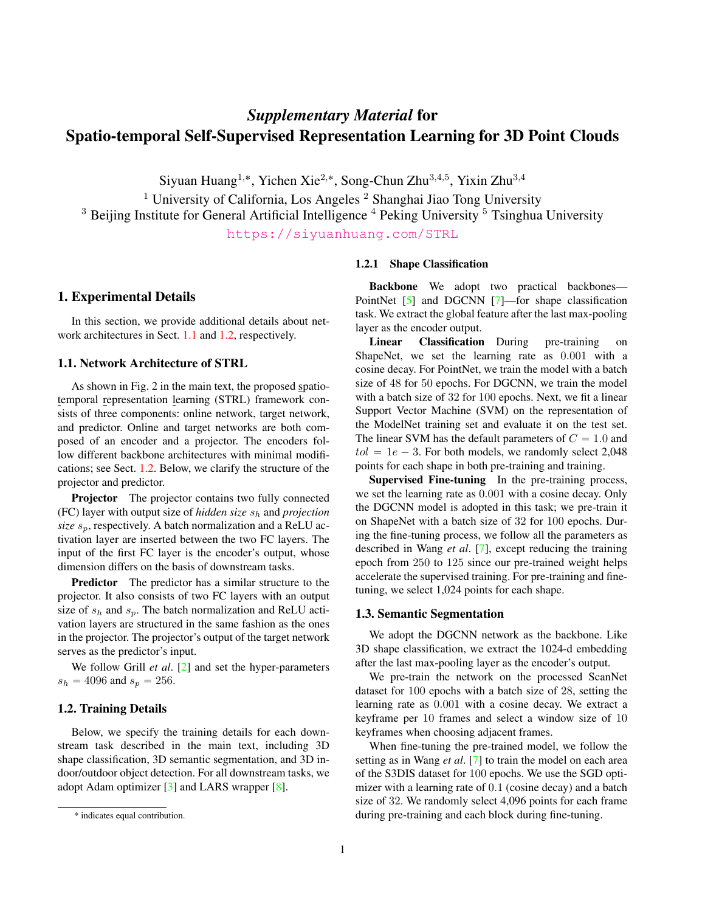# *Supplementary Material* for Spatio-temporal Self-Supervised Representation Learning for 3D Point Clouds

Siyuan Huang[1,*], Yichen Xie[2,*], Song-Chun Zhu[3,4,5], Yixin Zhu[3,4]

[1] University of California, Los Angeles [2] Shanghai Jiao Tong University
[3] Beijing Institute for General Artificial Intelligence [4] Peking University [5] Tsinghua University

https://siyuanhuang.com/STRL

## 1. Experimental Details

In this section, we provide additional details about network architectures in Sect. 1.1 and 1.2, respectively.

### 1.1. Network Architecture of STRL

As shown in Fig. 2 in the main text, the proposed spatio-temporal representation learning (STRL) framework consists of three components: online network, target network, and predictor. Online and target networks are both composed of an encoder and a projector. The encoders follow different backbone architectures with minimal modifications; see Sect. 1.2. Below, we clarify the structure of the projector and predictor.

**Projector** The projector contains two fully connected (FC) layer with output size of *hidden size* $s_h$ and *projection size* $s_p$, respectively. A batch normalization and a ReLU activation layer are inserted between the two FC layers. The input of the first FC layer is the encoder's output, whose dimension differs on the basis of downstream tasks.

**Predictor** The predictor has a similar structure to the projector. It also consists of two FC layers with an output size of $s_h$ and $s_p$. The batch normalization and ReLU activation layers are structured in the same fashion as the ones in the projector. The projector's output of the target network serves as the predictor's input.

We follow Grill *et al*. [2] and set the hyper-parameters $s_h = 4096$ and $s_p = 256$.

### 1.2. Training Details

Below, we specify the training details for each downstream task described in the main text, including 3D shape classification, 3D semantic segmentation, and 3D indoor/outdoor object detection. For all downstream tasks, we adopt Adam optimizer [3] and LARS wrapper [8].

* indicates equal contribution.

#### 1.2.1 Shape Classification

**Backbone** We adopt two practical backbones—PointNet [5] and DGCNN [7]—for shape classification task. We extract the global feature after the last max-pooling layer as the encoder output.

**Linear Classification** During pre-training on ShapeNet, we set the learning rate as $0.001$ with a cosine decay. For PointNet, we train the model with a batch size of 48 for 50 epochs. For DGCNN, we train the model with a batch size of 32 for 100 epochs. Next, we fit a linear Support Vector Machine (SVM) on the representation of the ModelNet training set and evaluate it on the test set. The linear SVM has the default parameters of $C = 1.0$ and $tol = 1e - 3$. For both models, we randomly select 2,048 points for each shape in both pre-training and training.

**Supervised Fine-tuning** In the pre-training process, we set the learning rate as $0.001$ with a cosine decay. Only the DGCNN model is adopted in this task; we pre-train it on ShapeNet with a batch size of 32 for 100 epochs. During the fine-tuning process, we follow all the parameters as described in Wang *et al*. [7], except reducing the training epoch from 250 to 125 since our pre-trained weight helps accelerate the supervised training. For pre-training and fine-tuning, we select 1,024 points for each shape.

### 1.3. Semantic Segmentation

We adopt the DGCNN network as the backbone. Like 3D shape classification, we extract the 1024-d embedding after the last max-pooling layer as the encoder's output.

We pre-train the network on the processed ScanNet dataset for 100 epochs with a batch size of 28, setting the learning rate as $0.001$ with a cosine decay. We extract a keyframe per 10 frames and select a window size of 10 keyframes when choosing adjacent frames.

When fine-tuning the pre-trained model, we follow the setting as in Wang *et al*. [7] to train the model on each area of the S3DIS dataset for 100 epochs. We use the SGD optimizer with a learning rate of $0.1$ (cosine decay) and a batch size of 32. We randomly select 4,096 points for each frame during pre-training and each block during fine-tuning.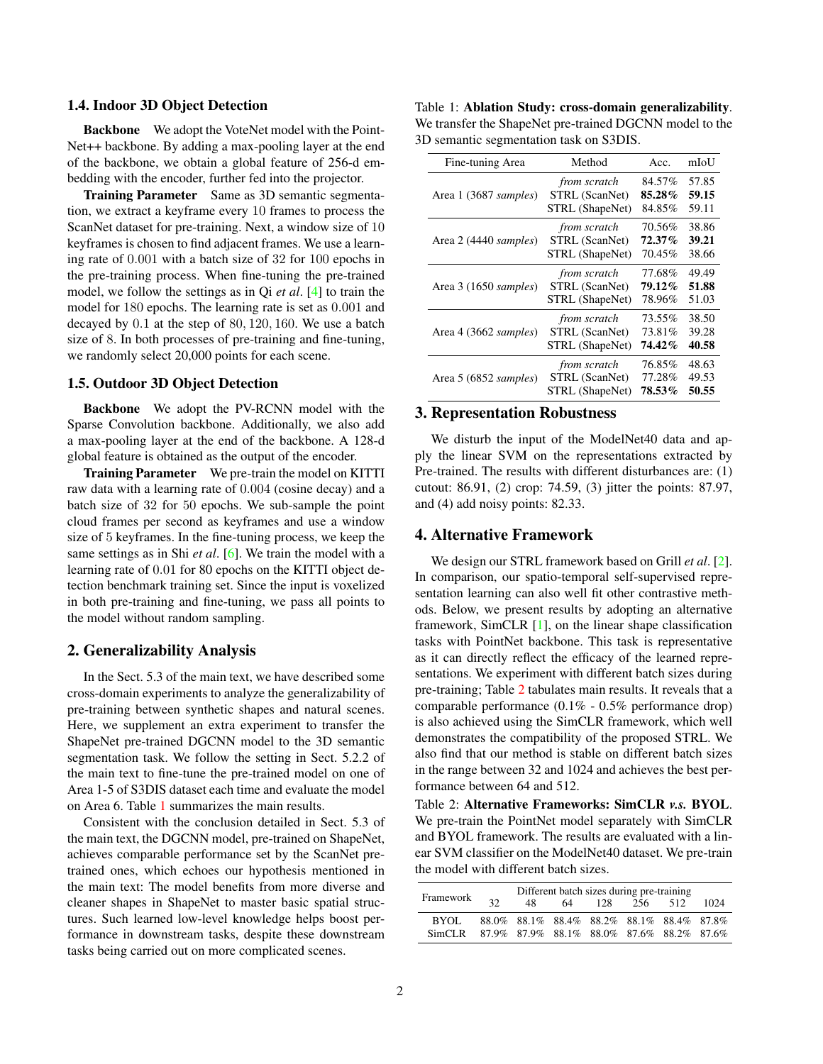### 1.4. Indoor 3D Object Detection

**Backbone** We adopt the VoteNet model with the PointNet++ backbone. By adding a max-pooling layer at the end of the backbone, we obtain a global feature of 256-d embedding with the encoder, further fed into the projector.

**Training Parameter** Same as 3D semantic segmentation, we extract a keyframe every 10 frames to process the ScanNet dataset for pre-training. Next, a window size of 10 keyframes is chosen to find adjacent frames. We use a learning rate of 0.001 with a batch size of 32 for 100 epochs in the pre-training process. When fine-tuning the pre-trained model, we follow the settings as in Qi *et al*. [4] to train the model for 180 epochs. The learning rate is set as 0.001 and decayed by 0.1 at the step of 80, 120, 160. We use a batch size of 8. In both processes of pre-training and fine-tuning, we randomly select 20,000 points for each scene.

### 1.5. Outdoor 3D Object Detection

**Backbone** We adopt the PV-RCNN model with the Sparse Convolution backbone. Additionally, we also add a max-pooling layer at the end of the backbone. A 128-d global feature is obtained as the output of the encoder.

**Training Parameter** We pre-train the model on KITTI raw data with a learning rate of 0.004 (cosine decay) and a batch size of 32 for 50 epochs. We sub-sample the point cloud frames per second as keyframes and use a window size of 5 keyframes. In the fine-tuning process, we keep the same settings as in Shi *et al*. [6]. We train the model with a learning rate of 0.01 for 80 epochs on the KITTI object detection benchmark training set. Since the input is voxelized in both pre-training and fine-tuning, we pass all points to the model without random sampling.

## 2. Generalizability Analysis

In the Sect. 5.3 of the main text, we have described some cross-domain experiments to analyze the generalizability of pre-training between synthetic shapes and natural scenes. Here, we supplement an extra experiment to transfer the ShapeNet pre-trained DGCNN model to the 3D semantic segmentation task. We follow the setting in Sect. 5.2.2 of the main text to fine-tune the pre-trained model on one of Area 1-5 of S3DIS dataset each time and evaluate the model on Area 6. Table 1 summarizes the main results.

Consistent with the conclusion detailed in Sect. 5.3 of the main text, the DGCNN model, pre-trained on ShapeNet, achieves comparable performance set by the ScanNet pre-trained ones, which echoes our hypothesis mentioned in the main text: The model benefits from more diverse and cleaner shapes in ShapeNet to master basic spatial structures. Such learned low-level knowledge helps boost performance in downstream tasks, despite these downstream tasks being carried out on more complicated scenes.

Table 1: **Ablation Study: cross-domain generalizability**. We transfer the ShapeNet pre-trained DGCNN model to the 3D semantic segmentation task on S3DIS.

| Fine-tuning Area | Method | Acc. | mIoU |
|---|---|---|---|
| Area 1 (3687 *samples*) | *from scratch* | 84.57% | 57.85 |
| | STRL (ScanNet) | **85.28%** | **59.15** |
| | STRL (ShapeNet) | 84.85% | 59.11 |
| Area 2 (4440 *samples*) | *from scratch* | 70.56% | 38.86 |
| | STRL (ScanNet) | **72.37%** | **39.21** |
| | STRL (ShapeNet) | 70.45% | 38.66 |
| Area 3 (1650 *samples*) | *from scratch* | 77.68% | 49.49 |
| | STRL (ScanNet) | **79.12%** | **51.88** |
| | STRL (ShapeNet) | 78.96% | 51.03 |
| Area 4 (3662 *samples*) | *from scratch* | 73.55% | 38.50 |
| | STRL (ScanNet) | 73.81% | 39.28 |
| | STRL (ShapeNet) | **74.42%** | **40.58** |
| Area 5 (6852 *samples*) | *from scratch* | 76.85% | 48.63 |
| | STRL (ScanNet) | 77.28% | 49.53 |
| | STRL (ShapeNet) | **78.53%** | **50.55** |

## 3. Representation Robustness

We disturb the input of the ModelNet40 data and apply the linear SVM on the representations extracted by Pre-trained. The results with different disturbances are: (1) cutout: 86.91, (2) crop: 74.59, (3) jitter the points: 87.97, and (4) add noisy points: 82.33.

## 4. Alternative Framework

We design our STRL framework based on Grill *et al*. [2]. In comparison, our spatio-temporal self-supervised representation learning can also well fit other contrastive methods. Below, we present results by adopting an alternative framework, SimCLR [1], on the linear shape classification tasks with PointNet backbone. This task is representative as it can directly reflect the efficacy of the learned representations. We experiment with different batch sizes during pre-training; Table 2 tabulates main results. It reveals that a comparable performance (0.1% - 0.5% performance drop) is also achieved using the SimCLR framework, which well demonstrates the compatibility of the proposed STRL. We also find that our method is stable on different batch sizes in the range between 32 and 1024 and achieves the best performance between 64 and 512.

Table 2: **Alternative Frameworks: SimCLR *v.s.* BYOL**. We pre-train the PointNet model separately with SimCLR and BYOL framework. The results are evaluated with a linear SVM classifier on the ModelNet40 dataset. We pre-train the model with different batch sizes.

| Framework | Different batch sizes during pre-training | | | | | | |
|---|---|---|---|---|---|---|---|
| | 32 | 48 | 64 | 128 | 256 | 512 | 1024 |
| BYOL | 88.0% | 88.1% | 88.4% | 88.2% | 88.1% | 88.4% | 87.8% |
| SimCLR | 87.9% | 87.9% | 88.1% | 88.0% | 87.6% | 88.2% | 87.6% |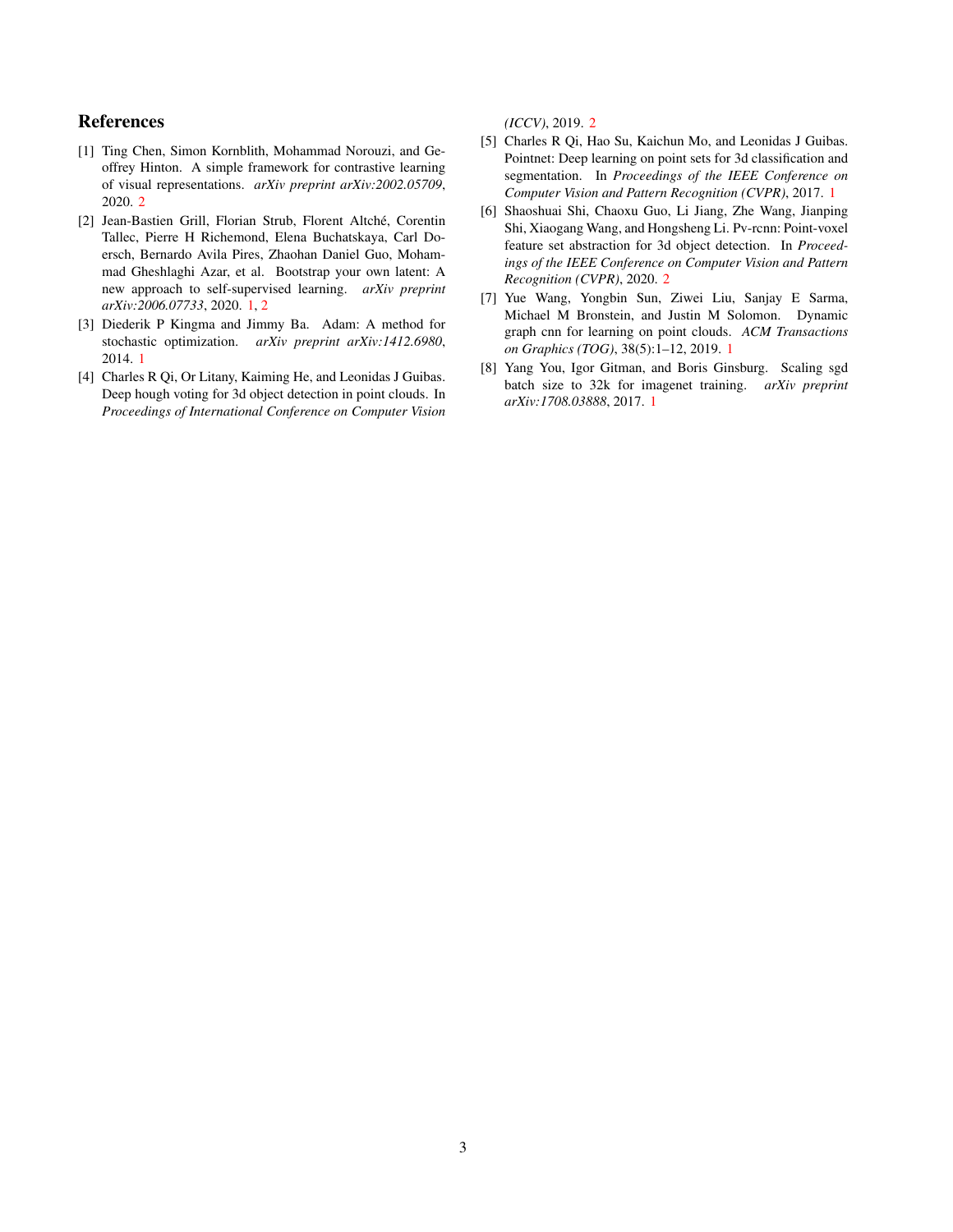## References

[1] Ting Chen, Simon Kornblith, Mohammad Norouzi, and Geoffrey Hinton. A simple framework for contrastive learning of visual representations. *arXiv preprint arXiv:2002.05709*, 2020. 2

[2] Jean-Bastien Grill, Florian Strub, Florent Altché, Corentin Tallec, Pierre H Richemond, Elena Buchatskaya, Carl Doersch, Bernardo Avila Pires, Zhaohan Daniel Guo, Mohammad Gheshlaghi Azar, et al. Bootstrap your own latent: A new approach to self-supervised learning. *arXiv preprint arXiv:2006.07733*, 2020. 1, 2

[3] Diederik P Kingma and Jimmy Ba. Adam: A method for stochastic optimization. *arXiv preprint arXiv:1412.6980*, 2014. 1

[4] Charles R Qi, Or Litany, Kaiming He, and Leonidas J Guibas. Deep hough voting for 3d object detection in point clouds. In *Proceedings of International Conference on Computer Vision (ICCV)*, 2019. 2

[5] Charles R Qi, Hao Su, Kaichun Mo, and Leonidas J Guibas. Pointnet: Deep learning on point sets for 3d classification and segmentation. In *Proceedings of the IEEE Conference on Computer Vision and Pattern Recognition (CVPR)*, 2017. 1

[6] Shaoshuai Shi, Chaoxu Guo, Li Jiang, Zhe Wang, Jianping Shi, Xiaogang Wang, and Hongsheng Li. Pv-rcnn: Point-voxel feature set abstraction for 3d object detection. In *Proceedings of the IEEE Conference on Computer Vision and Pattern Recognition (CVPR)*, 2020. 2

[7] Yue Wang, Yongbin Sun, Ziwei Liu, Sanjay E Sarma, Michael M Bronstein, and Justin M Solomon. Dynamic graph cnn for learning on point clouds. *ACM Transactions on Graphics (TOG)*, 38(5):1–12, 2019. 1

[8] Yang You, Igor Gitman, and Boris Ginsburg. Scaling sgd batch size to 32k for imagenet training. *arXiv preprint arXiv:1708.03888*, 2017. 1